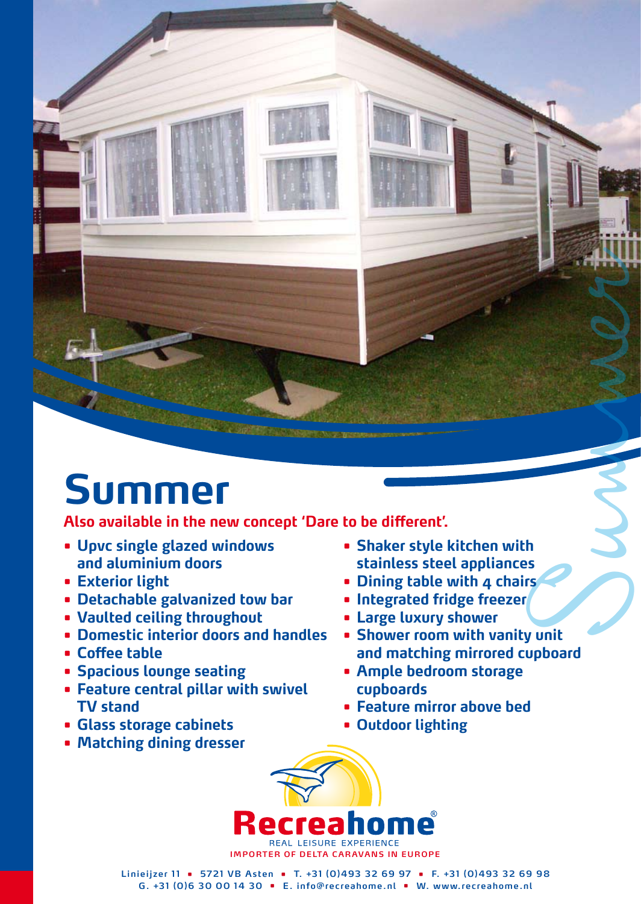# Summer

**Also available in the new concept 'Dare to be different'.**

- Upvc single glazed windows and aluminium doors
- Exterior light
- Detachable galvanized tow bar
- Vaulted ceiling throughout
- Domestic interior doors and handles
- Coffee table
- Spacious lounge seating
- Feature central pillar with swivel TV stand
- Glass storage cabinets
- Matching dining dresser
- Shaker style kitchen with stainless steel appliances
- Dining table with 4 chairs
- Integrated fridge freezer
- Large luxury shower
- Shower room with vanity unit and matching mirrored cupboard
- Ample bedroom storage cupboards
- Feature mirror above bed
- Outdoor lighting

Recreahome®
REAL LEISURE EXPERIENCE
IMPORTER OF DELTA CARAVANS IN EUROPE

Linieijzer 11 • 5721 VB Asten • T. +31 (0)493 32 69 97 • F. +31 (0)493 32 69 98
G. +31 (0)6 30 00 14 30 • E. info@recreahome.nl • W. www.recreahome.nl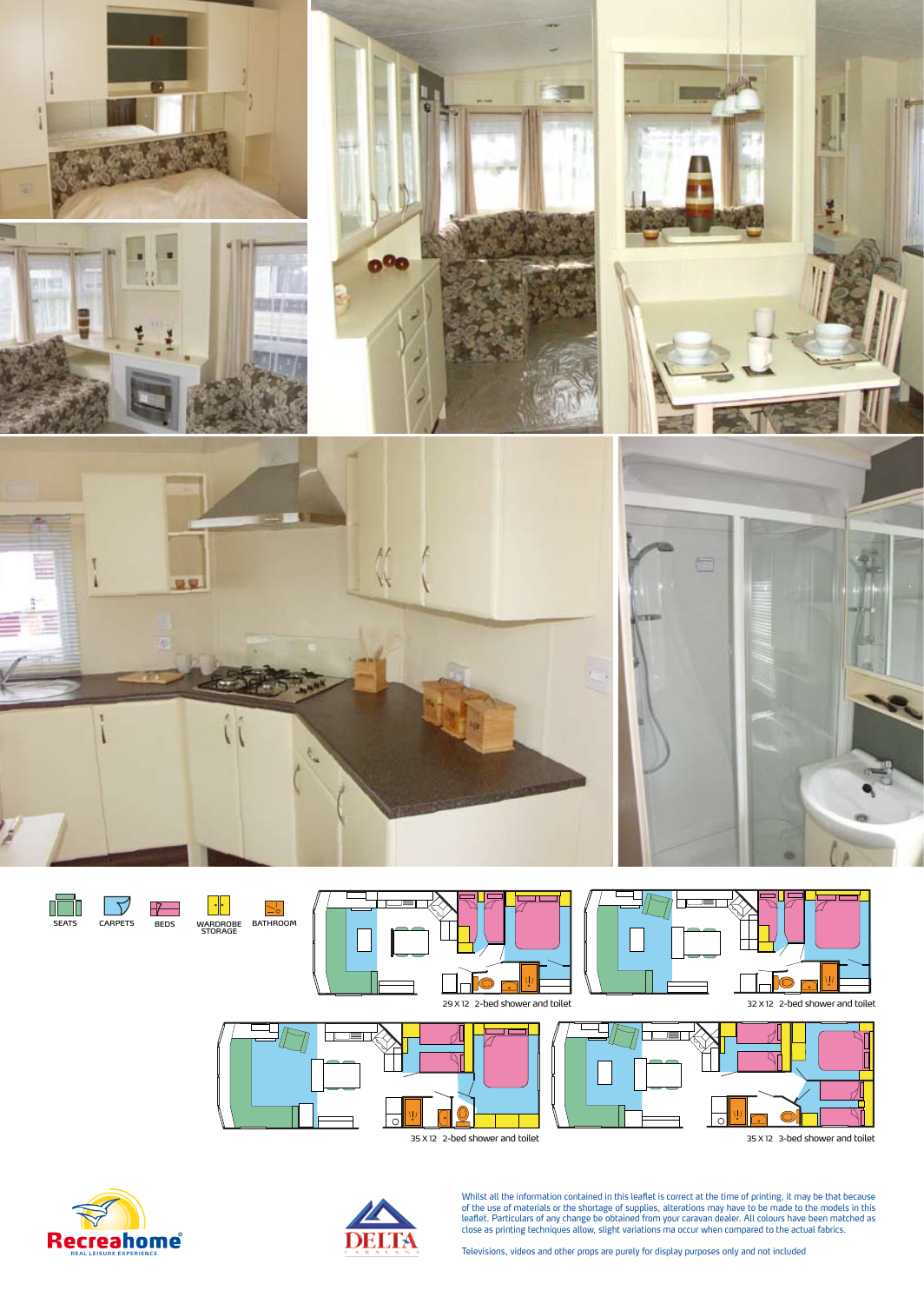SEATS CARPETS BEDS WARDROBE STORAGE BATHROOM

29 X 12 2-bed shower and toilet

32 X 12 2-bed shower and toilet

35 X 12 2-bed shower and toilet

35 X 12 3-bed shower and toilet

Whilst all the information contained in this leaflet is correct at the time of printing, it may be that because of the use of materials or the shortage of supplies, alterations may have to be made to the models in this leaflet. Particulars of any change be obtained from your caravan dealer. All colours have been matched as close as printing techniques allow, slight variations ma occur when compared to the actual fabrics.

Televisions, videos and other props are purely for display purposes only and not included